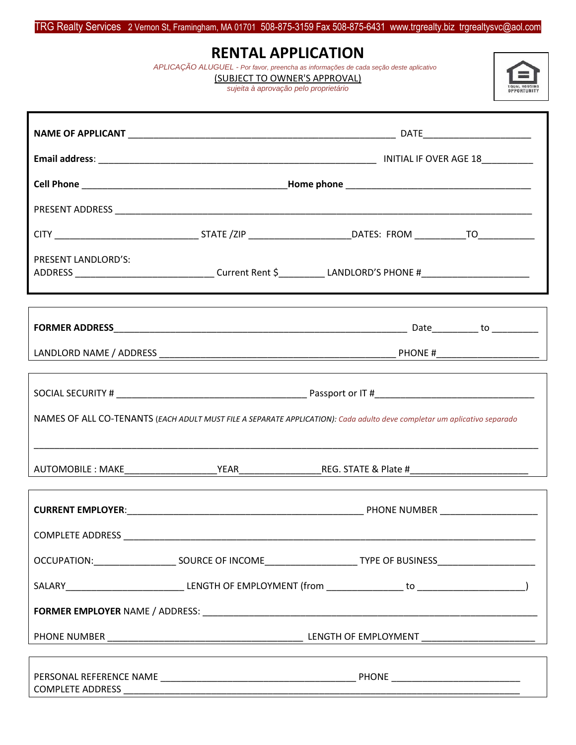TRG Realty Services 2 Vernon St, Framingham, MA 01701 508-875-3159 Fax 508-875-6431 www.trgrealty.biz trgrealtysvc@aol.com

# RENTAL APPLICATION

*APLICAÇÃO ALUGUEL - Por favor, preencha as informações de cada seção deste aplicativo*

(SUBJECT TO OWNER'S APPROVAL)

*sujeita à aprovação pelo proprietário*

EQUAL HOUSING OPPORTUNITY

**NAME OF APPLICANT** ______________________________________________________ DATE____________________

**Email address**: _______________________________________________________ INITIAL IF OVER AGE 18_________

**Cell Phone** ________________________________________ **Home phone** ___________________________________

PRESENT ADDRESS _________________________________________________________________________________

CITY ____________________________ STATE /ZIP ___________________ DATES: FROM __________ TO___________

PRESENT LANDLORD'S:
ADDRESS ___________________________ Current Rent $_________ LANDLORD'S PHONE #____________________

**FORMER ADDRESS**__________________________________________________________ Date_________ to _________

LANDLORD NAME / ADDRESS _____________________________________________ PHONE #____________________

SOCIAL SECURITY # _____________________________________ Passport or IT #______________________________

NAMES OF ALL CO-TENANTS (*EACH ADULT MUST FILE A SEPARATE APPLICATION): Cada adulto deve completar um aplicativo separado*

_______________________________________________________________________________________________

AUTOMOBILE : MAKE__________________ YEAR________________ REG. STATE & Plate #_______________________

**CURRENT EMPLOYER**:_____________________________________________ PHONE NUMBER ___________________

COMPLETE ADDRESS _______________________________________________________________________________

OCCUPATION:________________ SOURCE OF INCOME_________________ TYPE OF BUSINESS___________________

SALARY_______________________ LENGTH OF EMPLOYMENT (from ______________ to ____________________)

**FORMER EMPLOYER** NAME / ADDRESS: ______________________________________________________________

PHONE NUMBER ______________________________________ LENGTH OF EMPLOYMENT ______________________

PERSONAL REFERENCE NAME _____________________________________ PHONE _________________________
COMPLETE ADDRESS ____________________________________________________________________________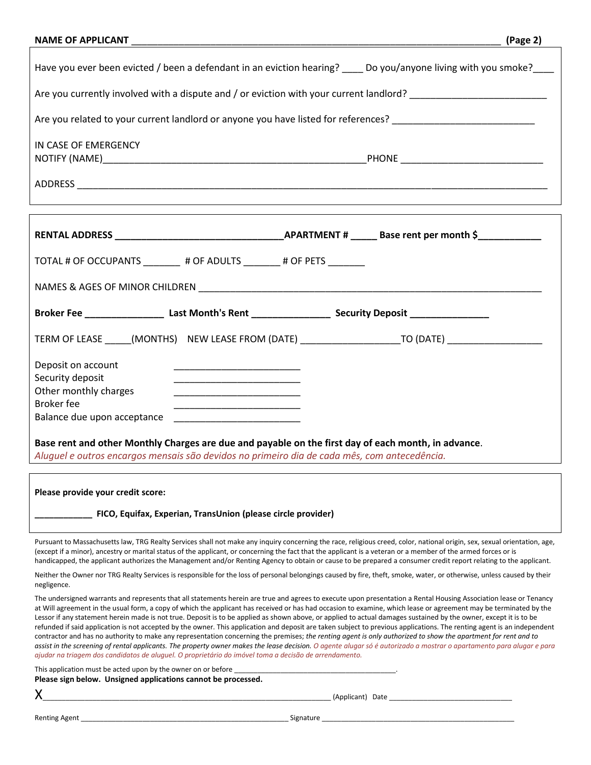**NAME OF APPLICANT** ______________________________________________________________________ **(Page 2)**

Have you ever been evicted / been a defendant in an eviction hearing? ____ Do you/anyone living with you smoke?____

Are you currently involved with a dispute and / or eviction with your current landlord? ________________________

Are you related to your current landlord or anyone you have listed for references? __________________________

IN CASE OF EMERGENCY
NOTIFY (NAME)__________________________________________________PHONE _________________________

ADDRESS ________________________________________________________________________________________

**RENTAL ADDRESS ______________________________APARTMENT # _____ Base rent per month $___________**

TOTAL # OF OCCUPANTS _______ # OF ADULTS _______ # OF PETS _______

NAMES & AGES OF MINOR CHILDREN ______________________________________________________________

**Broker Fee _______________ Last Month's Rent _______________ Security Deposit _______________**

TERM OF LEASE _____(MONTHS) NEW LEASE FROM (DATE) __________________TO (DATE) _________________

Deposit on account ________________________
Security deposit ________________________
Other monthly charges ________________________
Broker fee ________________________
Balance due upon acceptance ________________________

**Base rent and other Monthly Charges are due and payable on the first day of each month, in advance**.
*Aluguel e outros encargos mensais são devidos no primeiro dia de cada mês, com antecedência.*

**Please provide your credit score:**

**___________ FICO, Equifax, Experian, TransUnion (please circle provider)**

Pursuant to Massachusetts law, TRG Realty Services shall not make any inquiry concerning the race, religious creed, color, national origin, sex, sexual orientation, age, (except if a minor), ancestry or marital status of the applicant, or concerning the fact that the applicant is a veteran or a member of the armed forces or is handicapped, the applicant authorizes the Management and/or Renting Agency to obtain or cause to be prepared a consumer credit report relating to the applicant.

Neither the Owner nor TRG Realty Services is responsible for the loss of personal belongings caused by fire, theft, smoke, water, or otherwise, unless caused by their negligence.

The undersigned warrants and represents that all statements herein are true and agrees to execute upon presentation a Rental Housing Association lease or Tenancy at Will agreement in the usual form, a copy of which the applicant has received or has had occasion to examine, which lease or agreement may be terminated by the Lessor if any statement herein made is not true. Deposit is to be applied as shown above, or applied to actual damages sustained by the owner, except it is to be refunded if said application is not accepted by the owner. This application and deposit are taken subject to previous applications. The renting agent is an independent contractor and has no authority to make any representation concerning the premises; *the renting agent is only authorized to show the apartment for rent and to assist in the screening of rental applicants. The property owner makes the lease decision. O agente alugar só é autorizado a mostrar o apartamento para alugar e para ajudar na triagem dos candidatos de aluguel. O proprietário do imóvel toma a decisão de arrendamento.*

This application must be acted upon by the owner on or before ________________________________________.
**Please sign below. Unsigned applications cannot be processed.**

X_____________________________________________________________ (Applicant) Date ____________________________

Renting Agent ____________________________________________________ Signature ______________________________________________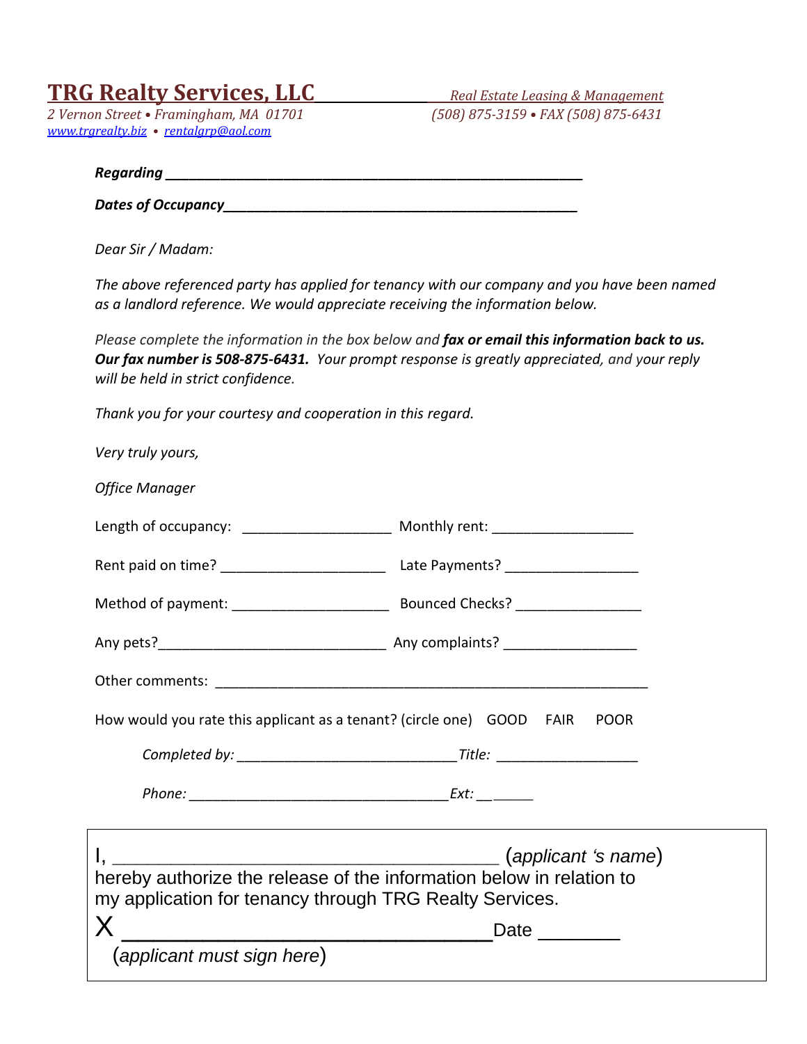# TRG Realty Services, LLC

*Real Estate Leasing & Management*

*2 Vernon Street • Framingham, MA 01701*
*(508) 875-3159 • FAX (508) 875-6431*
*www.trgrealty.biz • rentalgrp@aol.com*

***Regarding*** ___________________________________________________________

***Dates of Occupancy***_____________________________________________________

*Dear Sir / Madam:*

*The above referenced party has applied for tenancy with our company and you have been named as a landlord reference. We would appreciate receiving the information below.*

*Please complete the information in the box below and* ***fax or email this information back to us. Our fax number is 508-875-6431.*** *Your prompt response is greatly appreciated, and your reply will be held in strict confidence.*

*Thank you for your courtesy and cooperation in this regard.*

*Very truly yours,*

*Office Manager*

Length of occupancy: ____________________ Monthly rent: __________________

Rent paid on time? ______________________ Late Payments? _________________

Method of payment: _____________________ Bounced Checks? ________________

Any pets?______________________________ Any complaints? _________________

Other comments: ________________________________________________________

How would you rate this applicant as a tenant? (circle one) GOOD FAIR POOR

*Completed by:* ____________________________*Title:* __________________

*Phone:* __________________________________*Ext:* __ _____

I, ________________________________________ (*applicant 's name*)
hereby authorize the release of the information below in relation to my application for tenancy through TRG Realty Services.

X ________________________________Date _______
(*applicant must sign here*)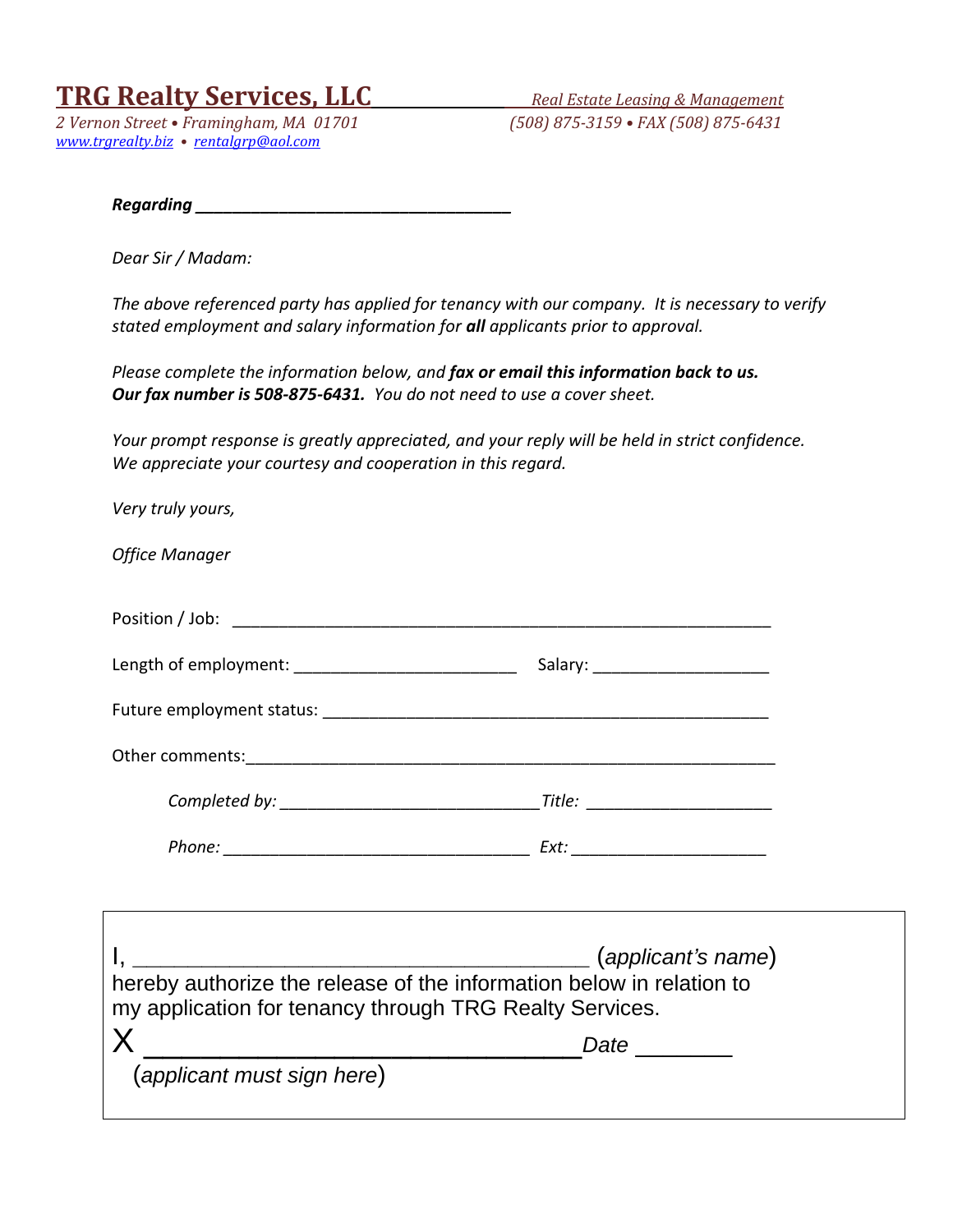**TRG Realty Services, LLC** *Real Estate Leasing & Management*

*2 Vernon Street • Framingham, MA 01701* *(508) 875-3159 • FAX (508) 875-6431*

*www.trgrealty.biz • rentalgrp@aol.com*

***Regarding*** **___________________________________**

*Dear Sir / Madam:*

*The above referenced party has applied for tenancy with our company. It is necessary to verify stated employment and salary information for* ***all*** *applicants prior to approval.*

*Please complete the information below, and* ***fax or email this information back to us. Our fax number is 508-875-6431.*** *You do not need to use a cover sheet.*

*Your prompt response is greatly appreciated, and your reply will be held in strict confidence. We appreciate your courtesy and cooperation in this regard.*

*Very truly yours,*

*Office Manager*

Position / Job: ___________________________________________________________

Length of employment: ________________________ Salary: ___________________

Future employment status: ________________________________________________

Other comments:___________________________________________________________

*Completed by:* ____________________________ *Title:* ____________________

*Phone:* _________________________________ *Ext:* _____________________

I, _____________________________________ (*applicant's name*) hereby authorize the release of the information below in relation to my application for tenancy through TRG Realty Services.

X ______________________________ *Date* _______

(*applicant must sign here*)